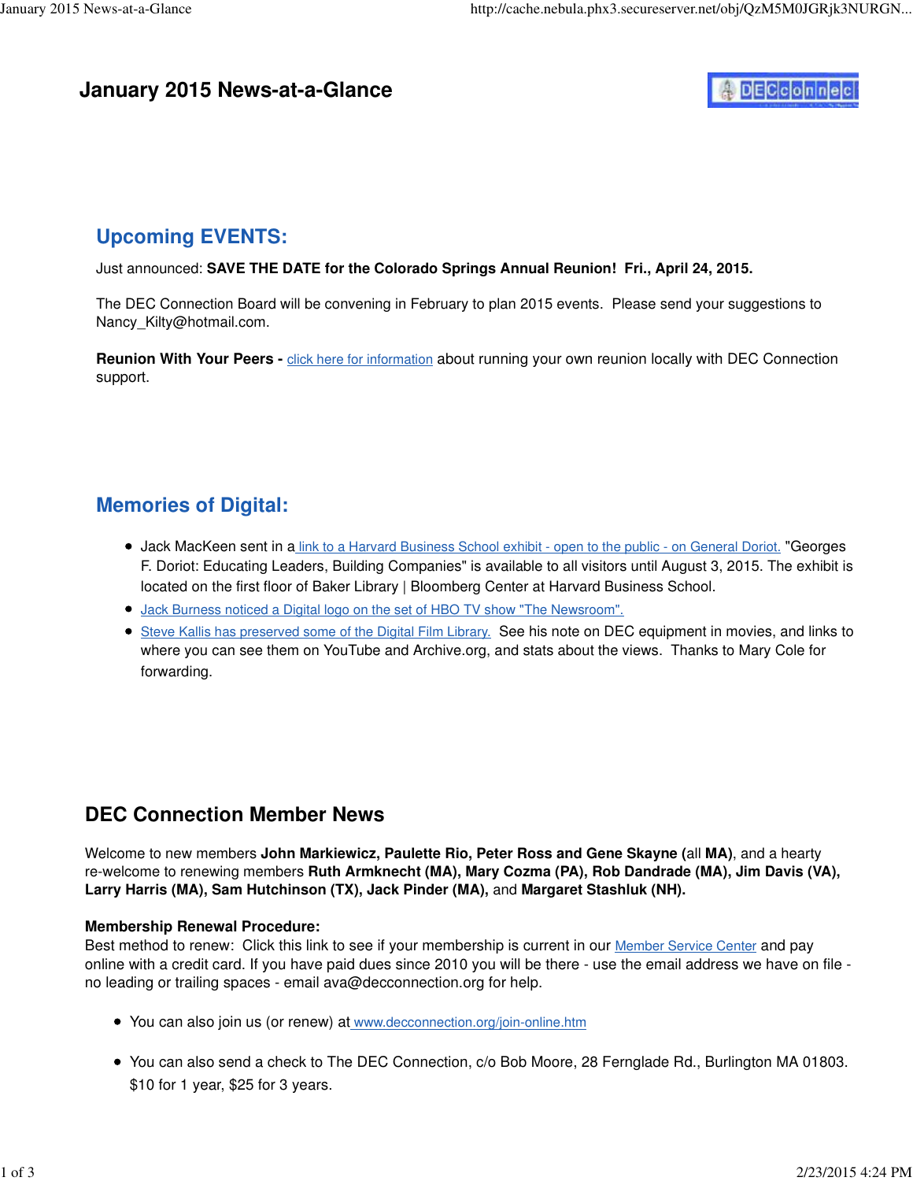# January 2015 News-at-a-Glance

## Upcoming EVENTS:

Just announced: **SAVE THE DATE for the Colorado Springs Annual Reunion! Fri., April 24, 2015.**

The DEC Connection Board will be convening in February to plan 2015 events. Please send your suggestions to Nancy_Kilty@hotmail.com.

**Reunion With Your Peers -** click here for information about running your own reunion locally with DEC Connection support.

## Memories of Digital:

- Jack MacKeen sent in a link to a Harvard Business School exhibit - open to the public - on General Doriot. "Georges F. Doriot: Educating Leaders, Building Companies" is available to all visitors until August 3, 2015. The exhibit is located on the first floor of Baker Library | Bloomberg Center at Harvard Business School.
- Jack Burness noticed a Digital logo on the set of HBO TV show "The Newsroom".
- Steve Kallis has preserved some of the Digital Film Library. See his note on DEC equipment in movies, and links to where you can see them on YouTube and Archive.org, and stats about the views. Thanks to Mary Cole for forwarding.

## DEC Connection Member News

Welcome to new members **John Markiewicz, Paulette Rio, Peter Ross and Gene Skayne (**all **MA)**, and a hearty re-welcome to renewing members **Ruth Armknecht (MA), Mary Cozma (PA), Rob Dandrade (MA), Jim Davis (VA), Larry Harris (MA), Sam Hutchinson (TX), Jack Pinder (MA),** and **Margaret Stashluk (NH).**

**Membership Renewal Procedure:**
Best method to renew: Click this link to see if your membership is current in our Member Service Center and pay online with a credit card. If you have paid dues since 2010 you will be there - use the email address we have on file - no leading or trailing spaces - email ava@decconnection.org for help.

- You can also join us (or renew) at www.decconnection.org/join-online.htm
- You can also send a check to The DEC Connection, c/o Bob Moore, 28 Fernglade Rd., Burlington MA 01803. $10 for 1 year, $25 for 3 years.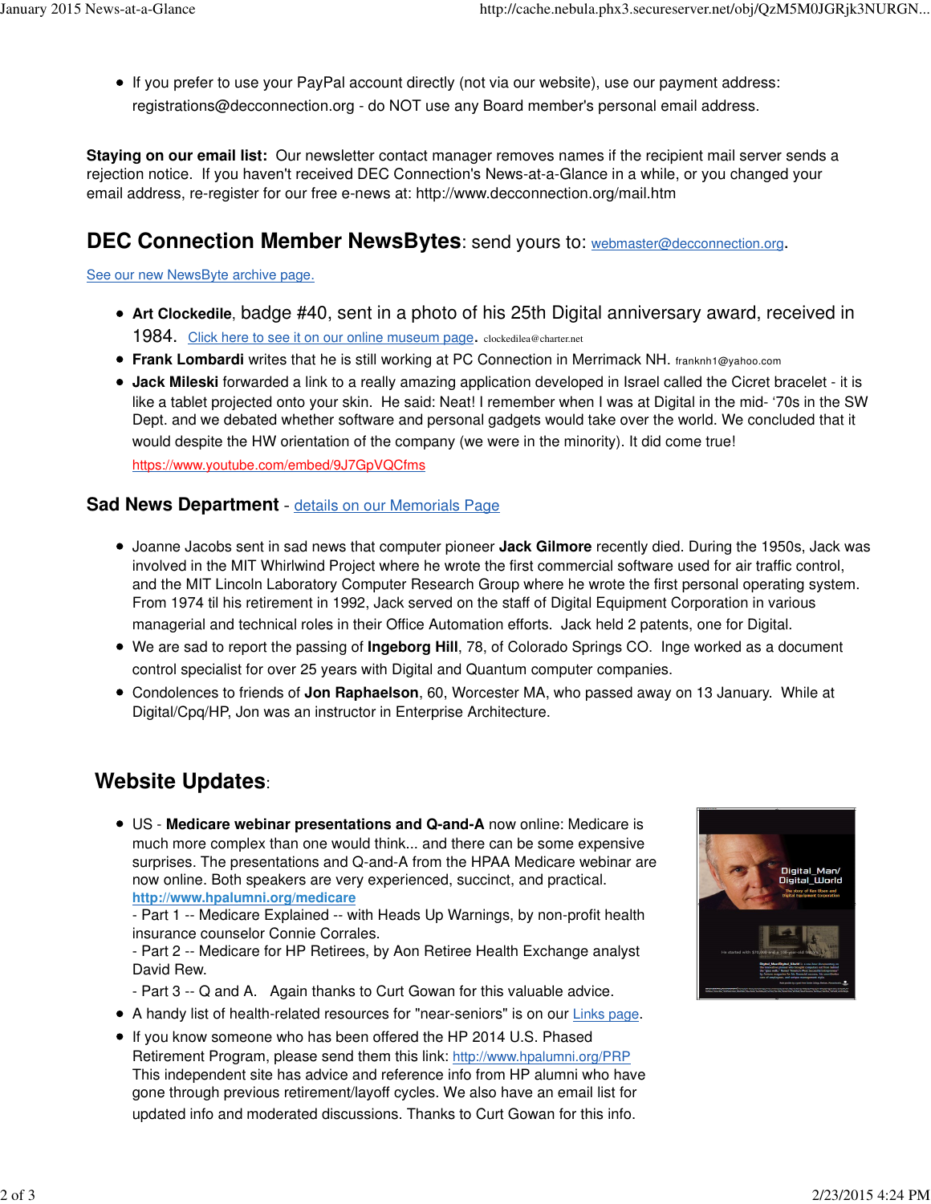- If you prefer to use your PayPal account directly (not via our website), use our payment address: registrations@decconnection.org - do NOT use any Board member's personal email address.

**Staying on our email list:** Our newsletter contact manager removes names if the recipient mail server sends a rejection notice. If you haven't received DEC Connection's News-at-a-Glance in a while, or you changed your email address, re-register for our free e-news at: http://www.decconnection.org/mail.htm

## DEC Connection Member NewsBytes: send yours to: webmaster@decconnection.org.

See our new NewsByte archive page.

- **Art Clockedile**, badge #40, sent in a photo of his 25th Digital anniversary award, received in 1984. Click here to see it on our online museum page. clockedilea@charter.net
- **Frank Lombardi** writes that he is still working at PC Connection in Merrimack NH. franknh1@yahoo.com
- **Jack Mileski** forwarded a link to a really amazing application developed in Israel called the Cicret bracelet - it is like a tablet projected onto your skin. He said: Neat! I remember when I was at Digital in the mid- '70s in the SW Dept. and we debated whether software and personal gadgets would take over the world. We concluded that it would despite the HW orientation of the company (we were in the minority). It did come true! https://www.youtube.com/embed/9J7GpVQCfms

## Sad News Department - details on our Memorials Page

- Joanne Jacobs sent in sad news that computer pioneer **Jack Gilmore** recently died. During the 1950s, Jack was involved in the MIT Whirlwind Project where he wrote the first commercial software used for air traffic control, and the MIT Lincoln Laboratory Computer Research Group where he wrote the first personal operating system. From 1974 til his retirement in 1992, Jack served on the staff of Digital Equipment Corporation in various managerial and technical roles in their Office Automation efforts. Jack held 2 patents, one for Digital.
- We are sad to report the passing of **Ingeborg Hill**, 78, of Colorado Springs CO. Inge worked as a document control specialist for over 25 years with Digital and Quantum computer companies.
- Condolences to friends of **Jon Raphaelson**, 60, Worcester MA, who passed away on 13 January. While at Digital/Cpq/HP, Jon was an instructor in Enterprise Architecture.

## Website Updates:

- US - **Medicare webinar presentations and Q-and-A** now online: Medicare is much more complex than one would think... and there can be some expensive surprises. The presentations and Q-and-A from the HPAA Medicare webinar are now online. Both speakers are very experienced, succinct, and practical. **http://www.hpalumni.org/medicare**
  - Part 1 -- Medicare Explained -- with Heads Up Warnings, by non-profit health insurance counselor Connie Corrales.
  - Part 2 -- Medicare for HP Retirees, by Aon Retiree Health Exchange analyst David Rew.
  - Part 3 -- Q and A. Again thanks to Curt Gowan for this valuable advice.
- A handy list of health-related resources for "near-seniors" is on our Links page.
- If you know someone who has been offered the HP 2014 U.S. Phased Retirement Program, please send them this link: http://www.hpalumni.org/PRP This independent site has advice and reference info from HP alumni who have gone through previous retirement/layoff cycles. We also have an email list for updated info and moderated discussions. Thanks to Curt Gowan for this info.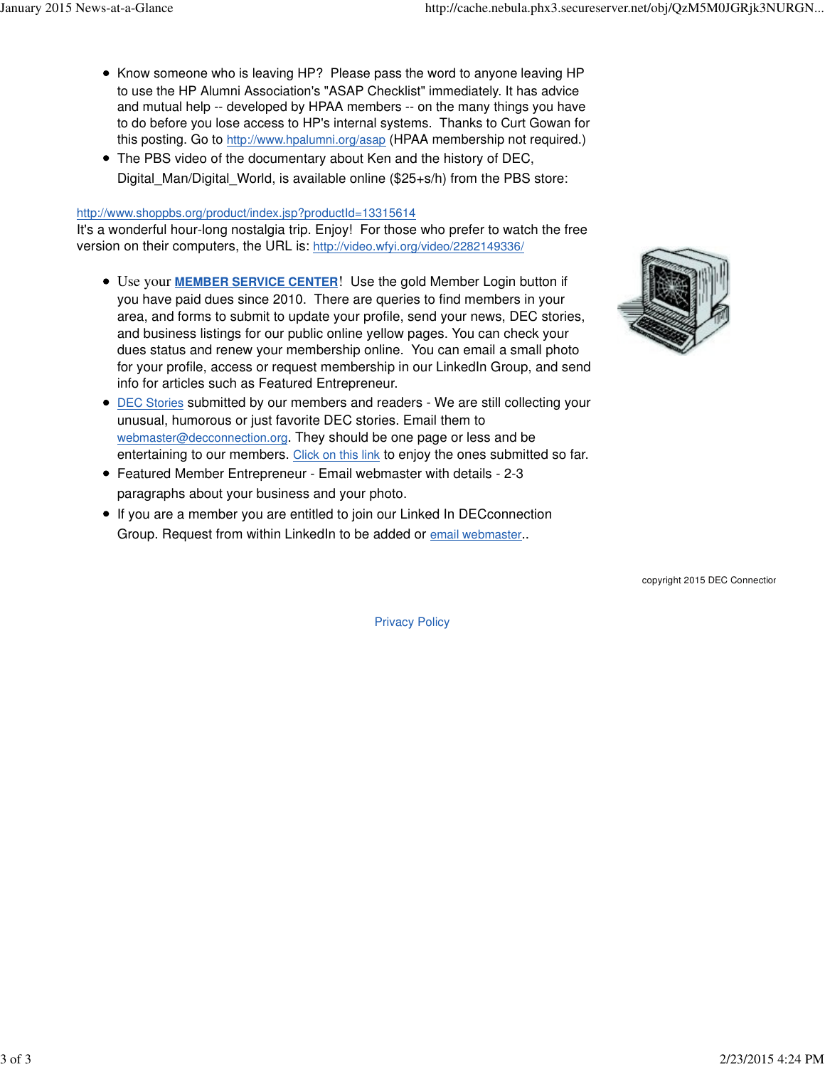- Know someone who is leaving HP? Please pass the word to anyone leaving HP to use the HP Alumni Association's "ASAP Checklist" immediately. It has advice and mutual help -- developed by HPAA members -- on the many things you have to do before you lose access to HP's internal systems. Thanks to Curt Gowan for this posting. Go to http://www.hpalumni.org/asap (HPAA membership not required.)
- The PBS video of the documentary about Ken and the history of DEC, Digital_Man/Digital_World, is available online ($25+s/h) from the PBS store:

http://www.shoppbs.org/product/index.jsp?productId=13315614
It's a wonderful hour-long nostalgia trip. Enjoy! For those who prefer to watch the free version on their computers, the URL is: http://video.wfyi.org/video/2282149336/

- Use your **MEMBER SERVICE CENTER**! Use the gold Member Login button if you have paid dues since 2010. There are queries to find members in your area, and forms to submit to update your profile, send your news, DEC stories, and business listings for our public online yellow pages. You can check your dues status and renew your membership online. You can email a small photo for your profile, access or request membership in our LinkedIn Group, and send info for articles such as Featured Entrepreneur.
- DEC Stories submitted by our members and readers - We are still collecting your unusual, humorous or just favorite DEC stories. Email them to webmaster@decconnection.org. They should be one page or less and be entertaining to our members. Click on this link to enjoy the ones submitted so far.
- Featured Member Entrepreneur - Email webmaster with details - 2-3 paragraphs about your business and your photo.
- If you are a member you are entitled to join our Linked In DECconnection Group. Request from within LinkedIn to be added or email webmaster..

copyright 2015 DEC Connection

Privacy Policy